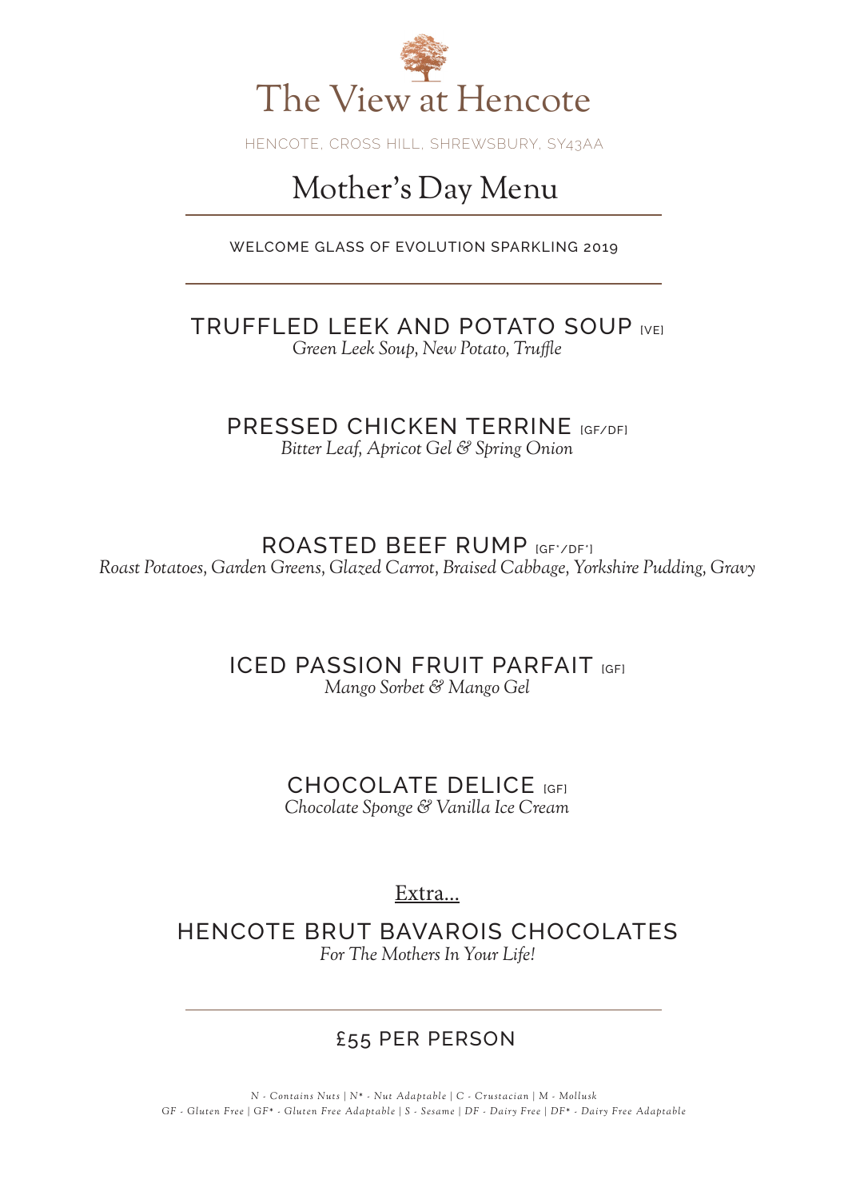# The View at Hencote

HENCOTE, CROSS HILL, SHREWSBURY, SY43AA

## Mother's Day Menu

WELCOME GLASS OF EVOLUTION SPARKLING 2019

---

### TRUFFLED LEEK AND POTATO SOUP [VE]

*Green Leek Soup, New Potato, Truffle*

### PRESSED CHICKEN TERRINE [GF/DF]

*Bitter Leaf, Apricot Gel & Spring Onion*

### ROASTED BEEF RUMP [GF*/DF*]

*Roast Potatoes, Garden Greens, Glazed Carrot, Braised Cabbage, Yorkshire Pudding, Gravy*

### ICED PASSION FRUIT PARFAIT [GF]

*Mango Sorbet & Mango Gel*

### CHOCOLATE DELICE [GF]

*Chocolate Sponge & Vanilla Ice Cream*

Extra...

### HENCOTE BRUT BAVAROIS CHOCOLATES

*For The Mothers In Your Life!*

---

£55 PER PERSON

*N - Contains Nuts | N* - Nut Adaptable | C - Crustacian | M - Mollusk*
*GF - Gluten Free | GF* - Gluten Free Adaptable | S - Sesame | DF - Dairy Free | DF* - Dairy Free Adaptable*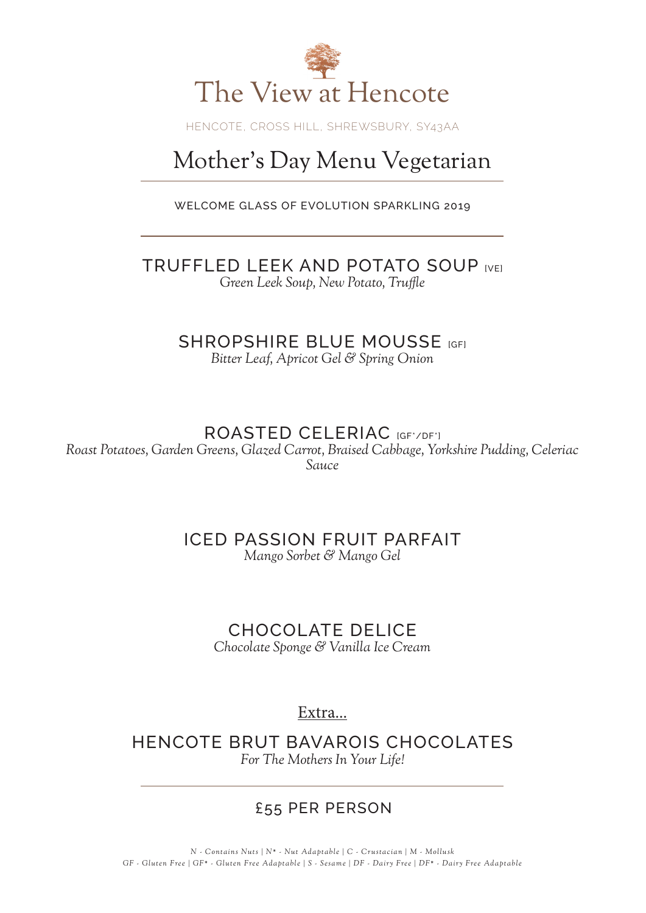# The View at Hencote

HENCOTE, CROSS HILL, SHREWSBURY, SY43AA

## Mother's Day Menu Vegetarian

---

WELCOME GLASS OF EVOLUTION SPARKLING 2019

---

### TRUFFLED LEEK AND POTATO SOUP [VE]

*Green Leek Soup, New Potato, Truffle*

### SHROPSHIRE BLUE MOUSSE [GF]

*Bitter Leaf, Apricot Gel & Spring Onion*

### ROASTED CELERIAC [GF*/DF*]

*Roast Potatoes, Garden Greens, Glazed Carrot, Braised Cabbage, Yorkshire Pudding, Celeriac Sauce*

### ICED PASSION FRUIT PARFAIT

*Mango Sorbet & Mango Gel*

### CHOCOLATE DELICE

*Chocolate Sponge & Vanilla Ice Cream*

Extra...

### HENCOTE BRUT BAVAROIS CHOCOLATES

*For The Mothers In Your Life!*

---

£55 PER PERSON

*N - Contains Nuts | N* - Nut Adaptable | C - Crustacian | M - Mollusk*
*GF - Gluten Free | GF* - Gluten Free Adaptable | S - Sesame | DF - Dairy Free | DF* - Dairy Free Adaptable*